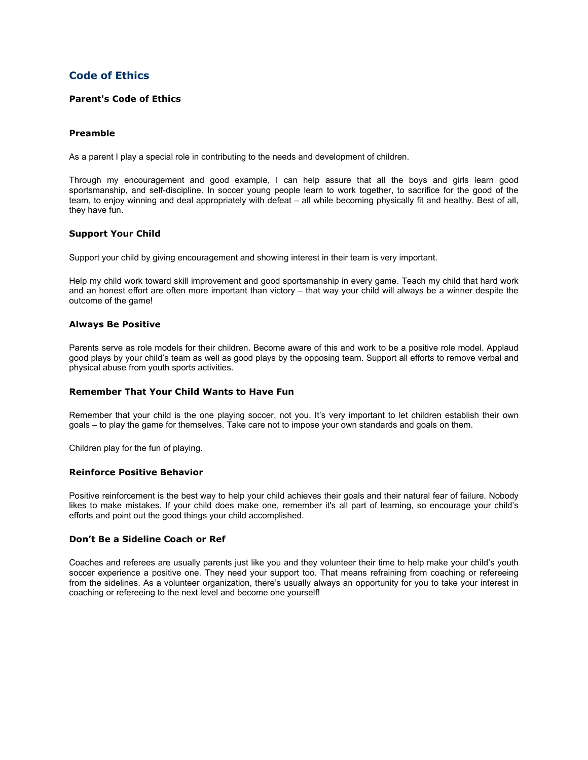# Code of Ethics

## Parent's Code of Ethics

### Preamble

As a parent I play a special role in contributing to the needs and development of children.

Through my encouragement and good example, I can help assure that all the boys and girls learn good sportsmanship, and self-discipline. In soccer young people learn to work together, to sacrifice for the good of the team, to enjoy winning and deal appropriately with defeat – all while becoming physically fit and healthy. Best of all, they have fun.

### Support Your Child

Support your child by giving encouragement and showing interest in their team is very important.

Help my child work toward skill improvement and good sportsmanship in every game. Teach my child that hard work and an honest effort are often more important than victory – that way your child will always be a winner despite the outcome of the game!

### Always Be Positive

Parents serve as role models for their children. Become aware of this and work to be a positive role model. Applaud good plays by your child's team as well as good plays by the opposing team. Support all efforts to remove verbal and physical abuse from youth sports activities.

### Remember That Your Child Wants to Have Fun

Remember that your child is the one playing soccer, not you. It's very important to let children establish their own goals – to play the game for themselves. Take care not to impose your own standards and goals on them.

Children play for the fun of playing.

### Reinforce Positive Behavior

Positive reinforcement is the best way to help your child achieves their goals and their natural fear of failure. Nobody likes to make mistakes. If your child does make one, remember it's all part of learning, so encourage your child's efforts and point out the good things your child accomplished.

### Don't Be a Sideline Coach or Ref

Coaches and referees are usually parents just like you and they volunteer their time to help make your child's youth soccer experience a positive one. They need your support too. That means refraining from coaching or refereeing from the sidelines. As a volunteer organization, there's usually always an opportunity for you to take your interest in coaching or refereeing to the next level and become one yourself!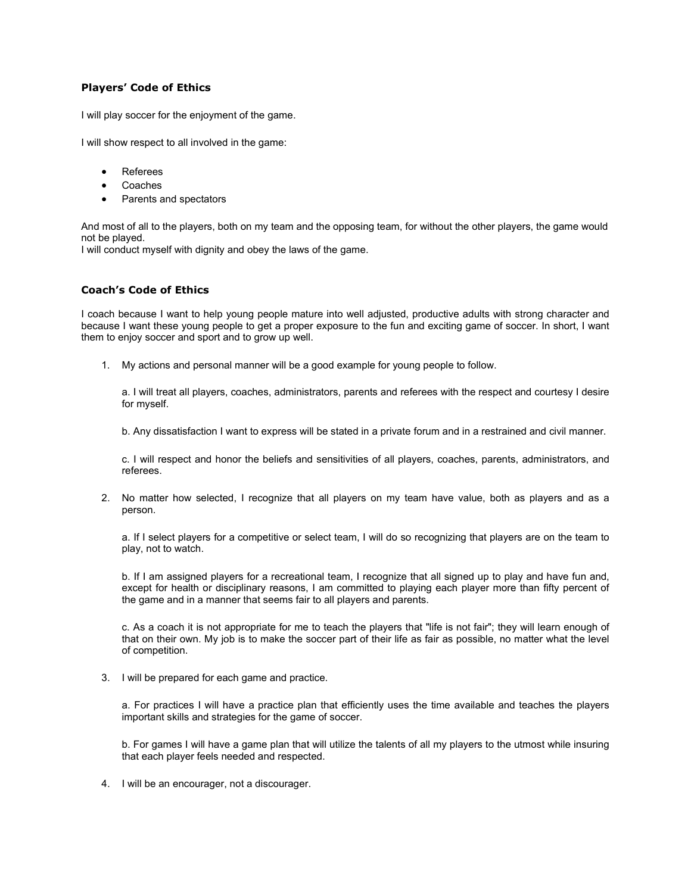### Players' Code of Ethics

I will play soccer for the enjoyment of the game.

I will show respect to all involved in the game:

- Referees
- Coaches
- Parents and spectators

And most of all to the players, both on my team and the opposing team, for without the other players, the game would not be played.
I will conduct myself with dignity and obey the laws of the game.

### Coach's Code of Ethics

I coach because I want to help young people mature into well adjusted, productive adults with strong character and because I want these young people to get a proper exposure to the fun and exciting game of soccer. In short, I want them to enjoy soccer and sport and to grow up well.

1. My actions and personal manner will be a good example for young people to follow.

   a. I will treat all players, coaches, administrators, parents and referees with the respect and courtesy I desire for myself.

   b. Any dissatisfaction I want to express will be stated in a private forum and in a restrained and civil manner.

   c. I will respect and honor the beliefs and sensitivities of all players, coaches, parents, administrators, and referees.

2. No matter how selected, I recognize that all players on my team have value, both as players and as a person.

   a. If I select players for a competitive or select team, I will do so recognizing that players are on the team to play, not to watch.

   b. If I am assigned players for a recreational team, I recognize that all signed up to play and have fun and, except for health or disciplinary reasons, I am committed to playing each player more than fifty percent of the game and in a manner that seems fair to all players and parents.

   c. As a coach it is not appropriate for me to teach the players that "life is not fair"; they will learn enough of that on their own. My job is to make the soccer part of their life as fair as possible, no matter what the level of competition.

3. I will be prepared for each game and practice.

   a. For practices I will have a practice plan that efficiently uses the time available and teaches the players important skills and strategies for the game of soccer.

   b. For games I will have a game plan that will utilize the talents of all my players to the utmost while insuring that each player feels needed and respected.

4. I will be an encourager, not a discourager.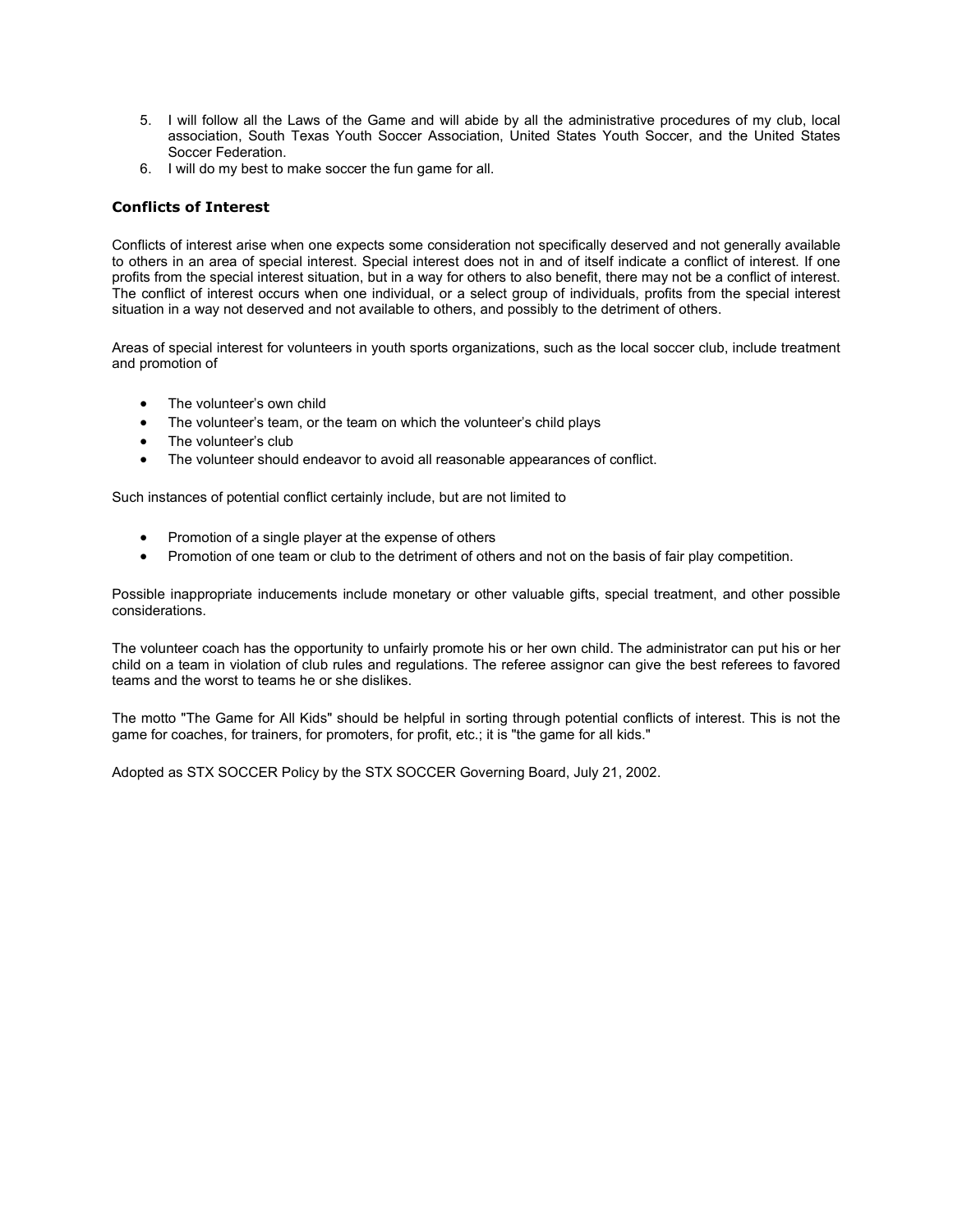5. I will follow all the Laws of the Game and will abide by all the administrative procedures of my club, local association, South Texas Youth Soccer Association, United States Youth Soccer, and the United States Soccer Federation.
6. I will do my best to make soccer the fun game for all.

### Conflicts of Interest

Conflicts of interest arise when one expects some consideration not specifically deserved and not generally available to others in an area of special interest. Special interest does not in and of itself indicate a conflict of interest. If one profits from the special interest situation, but in a way for others to also benefit, there may not be a conflict of interest. The conflict of interest occurs when one individual, or a select group of individuals, profits from the special interest situation in a way not deserved and not available to others, and possibly to the detriment of others.

Areas of special interest for volunteers in youth sports organizations, such as the local soccer club, include treatment and promotion of

- The volunteer's own child
- The volunteer's team, or the team on which the volunteer's child plays
- The volunteer's club
- The volunteer should endeavor to avoid all reasonable appearances of conflict.

Such instances of potential conflict certainly include, but are not limited to

- Promotion of a single player at the expense of others
- Promotion of one team or club to the detriment of others and not on the basis of fair play competition.

Possible inappropriate inducements include monetary or other valuable gifts, special treatment, and other possible considerations.

The volunteer coach has the opportunity to unfairly promote his or her own child. The administrator can put his or her child on a team in violation of club rules and regulations. The referee assignor can give the best referees to favored teams and the worst to teams he or she dislikes.

The motto "The Game for All Kids" should be helpful in sorting through potential conflicts of interest. This is not the game for coaches, for trainers, for promoters, for profit, etc.; it is "the game for all kids."

Adopted as STX SOCCER Policy by the STX SOCCER Governing Board, July 21, 2002.